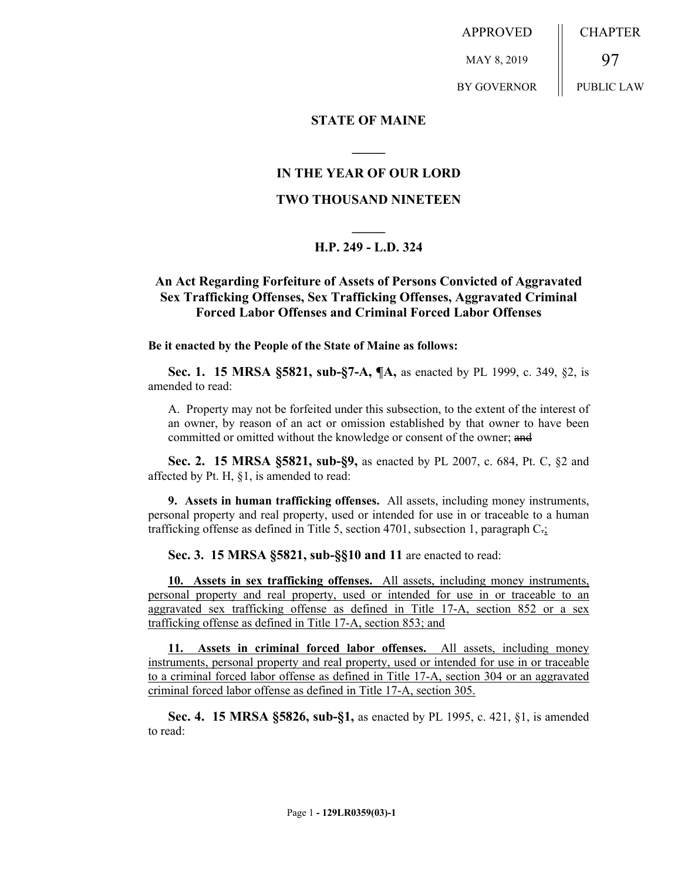APPROVED

MAY 8, 2019

BY GOVERNOR

CHAPTER

97

PUBLIC LAW

**STATE OF MAINE**

**IN THE YEAR OF OUR LORD**

**TWO THOUSAND NINETEEN**

**H.P. 249 - L.D. 324**

**An Act Regarding Forfeiture of Assets of Persons Convicted of Aggravated Sex Trafficking Offenses, Sex Trafficking Offenses, Aggravated Criminal Forced Labor Offenses and Criminal Forced Labor Offenses**

**Be it enacted by the People of the State of Maine as follows:**

**Sec. 1. 15 MRSA §5821, sub-§7-A, ¶A,** as enacted by PL 1999, c. 349, §2, is amended to read:

A. Property may not be forfeited under this subsection, to the extent of the interest of an owner, by reason of an act or omission established by that owner to have been committed or omitted without the knowledge or consent of the owner; ~~and~~

**Sec. 2. 15 MRSA §5821, sub-§9,** as enacted by PL 2007, c. 684, Pt. C, §2 and affected by Pt. H, §1, is amended to read:

**9. Assets in human trafficking offenses.** All assets, including money instruments, personal property and real property, used or intended for use in or traceable to a human trafficking offense as defined in Title 5, section 4701, subsection 1, paragraph C~~.~~;

**Sec. 3. 15 MRSA §5821, sub-§§10 and 11** are enacted to read:

**10. Assets in sex trafficking offenses.** All assets, including money instruments, personal property and real property, used or intended for use in or traceable to an aggravated sex trafficking offense as defined in Title 17-A, section 852 or a sex trafficking offense as defined in Title 17-A, section 853; and

**11. Assets in criminal forced labor offenses.** All assets, including money instruments, personal property and real property, used or intended for use in or traceable to a criminal forced labor offense as defined in Title 17-A, section 304 or an aggravated criminal forced labor offense as defined in Title 17-A, section 305.

**Sec. 4. 15 MRSA §5826, sub-§1,** as enacted by PL 1995, c. 421, §1, is amended to read: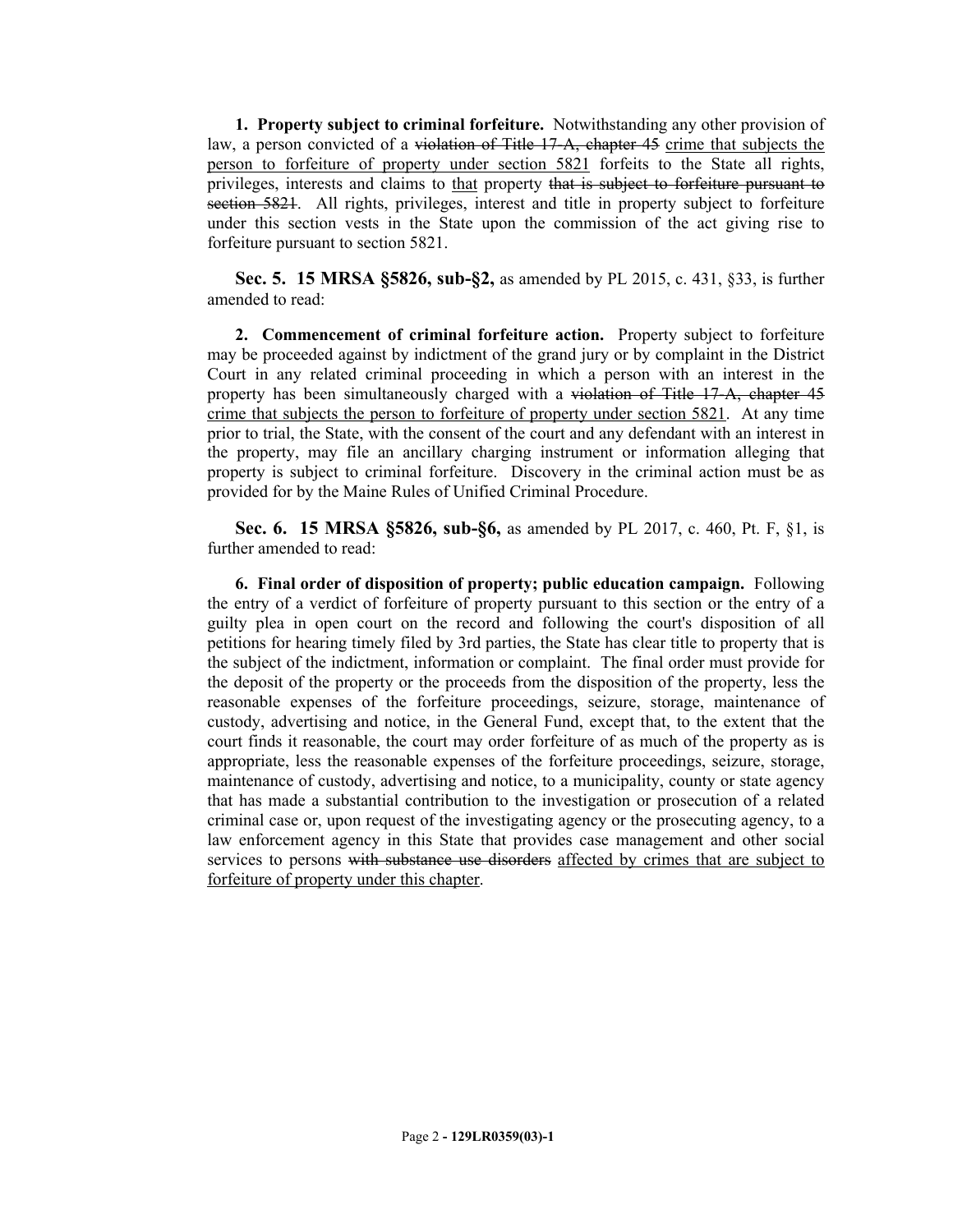**1. Property subject to criminal forfeiture.** Notwithstanding any other provision of law, a person convicted of a ~~violation of Title 17-A, chapter 45~~ <u>crime that subjects the person to forfeiture of property under section 5821</u> forfeits to the State all rights, privileges, interests and claims to <u>that</u> property ~~that is subject to forfeiture pursuant to section 5821~~. All rights, privileges, interest and title in property subject to forfeiture under this section vests in the State upon the commission of the act giving rise to forfeiture pursuant to section 5821.

**Sec. 5. 15 MRSA §5826, sub-§2,** as amended by PL 2015, c. 431, §33, is further amended to read:

**2. Commencement of criminal forfeiture action.** Property subject to forfeiture may be proceeded against by indictment of the grand jury or by complaint in the District Court in any related criminal proceeding in which a person with an interest in the property has been simultaneously charged with a ~~violation of Title 17-A, chapter 45~~ <u>crime that subjects the person to forfeiture of property under section 5821</u>. At any time prior to trial, the State, with the consent of the court and any defendant with an interest in the property, may file an ancillary charging instrument or information alleging that property is subject to criminal forfeiture. Discovery in the criminal action must be as provided for by the Maine Rules of Unified Criminal Procedure.

**Sec. 6. 15 MRSA §5826, sub-§6,** as amended by PL 2017, c. 460, Pt. F, §1, is further amended to read:

**6. Final order of disposition of property; public education campaign.** Following the entry of a verdict of forfeiture of property pursuant to this section or the entry of a guilty plea in open court on the record and following the court's disposition of all petitions for hearing timely filed by 3rd parties, the State has clear title to property that is the subject of the indictment, information or complaint. The final order must provide for the deposit of the property or the proceeds from the disposition of the property, less the reasonable expenses of the forfeiture proceedings, seizure, storage, maintenance of custody, advertising and notice, in the General Fund, except that, to the extent that the court finds it reasonable, the court may order forfeiture of as much of the property as is appropriate, less the reasonable expenses of the forfeiture proceedings, seizure, storage, maintenance of custody, advertising and notice, to a municipality, county or state agency that has made a substantial contribution to the investigation or prosecution of a related criminal case or, upon request of the investigating agency or the prosecuting agency, to a law enforcement agency in this State that provides case management and other social services to persons ~~with substance use disorders~~ <u>affected by crimes that are subject to forfeiture of property under this chapter</u>.